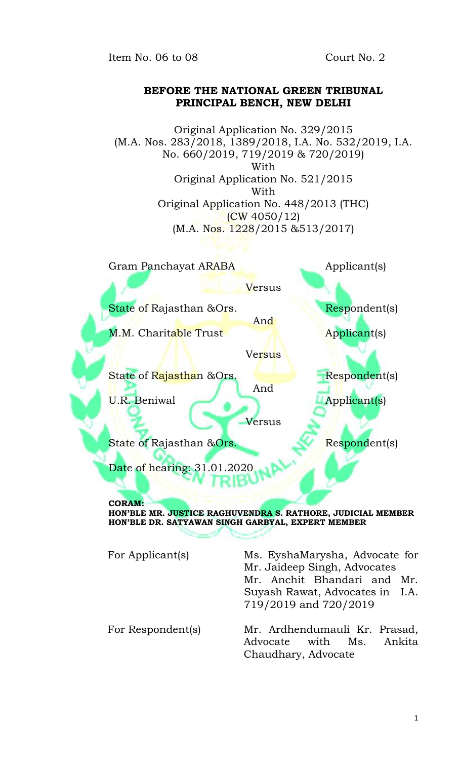Item No. 06 to 08 Court No. 2

**BEFORE THE NATIONAL GREEN TRIBUNAL**
**PRINCIPAL BENCH, NEW DELHI**

Original Application No. 329/2015
(M.A. Nos. 283/2018, 1389/2018, I.A. No. 532/2019, I.A. No. 660/2019, 719/2019 & 720/2019)
With
Original Application No. 521/2015
With
Original Application No. 448/2013 (THC)
(CW 4050/12)
(M.A. Nos. 1228/2015 &513/2017)

Gram Panchayat ARABA Applicant(s)

Versus

State of Rajasthan &Ors. Respondent(s)

And

M.M. Charitable Trust Applicant(s)

Versus

State of Rajasthan &Ors. Respondent(s)

And

U.R. Beniwal Applicant(s)

Versus

State of Rajasthan &Ors. Respondent(s)

Date of hearing: 31.01.2020

**CORAM:**
**HON'BLE MR. JUSTICE RAGHUVENDRA S. RATHORE, JUDICIAL MEMBER**
**HON'BLE DR. SATYAWAN SINGH GARBYAL, EXPERT MEMBER**

| | |
|---|---|
| For Applicant(s) | Ms. EyshaMarysha, Advocate for Mr. Jaideep Singh, Advocates<br>Mr. Anchit Bhandari and Mr. Suyash Rawat, Advocates in I.A. 719/2019 and 720/2019 |
| For Respondent(s) | Mr. Ardhendumauli Kr. Prasad, Advocate with Ms. Ankita Chaudhary, Advocate |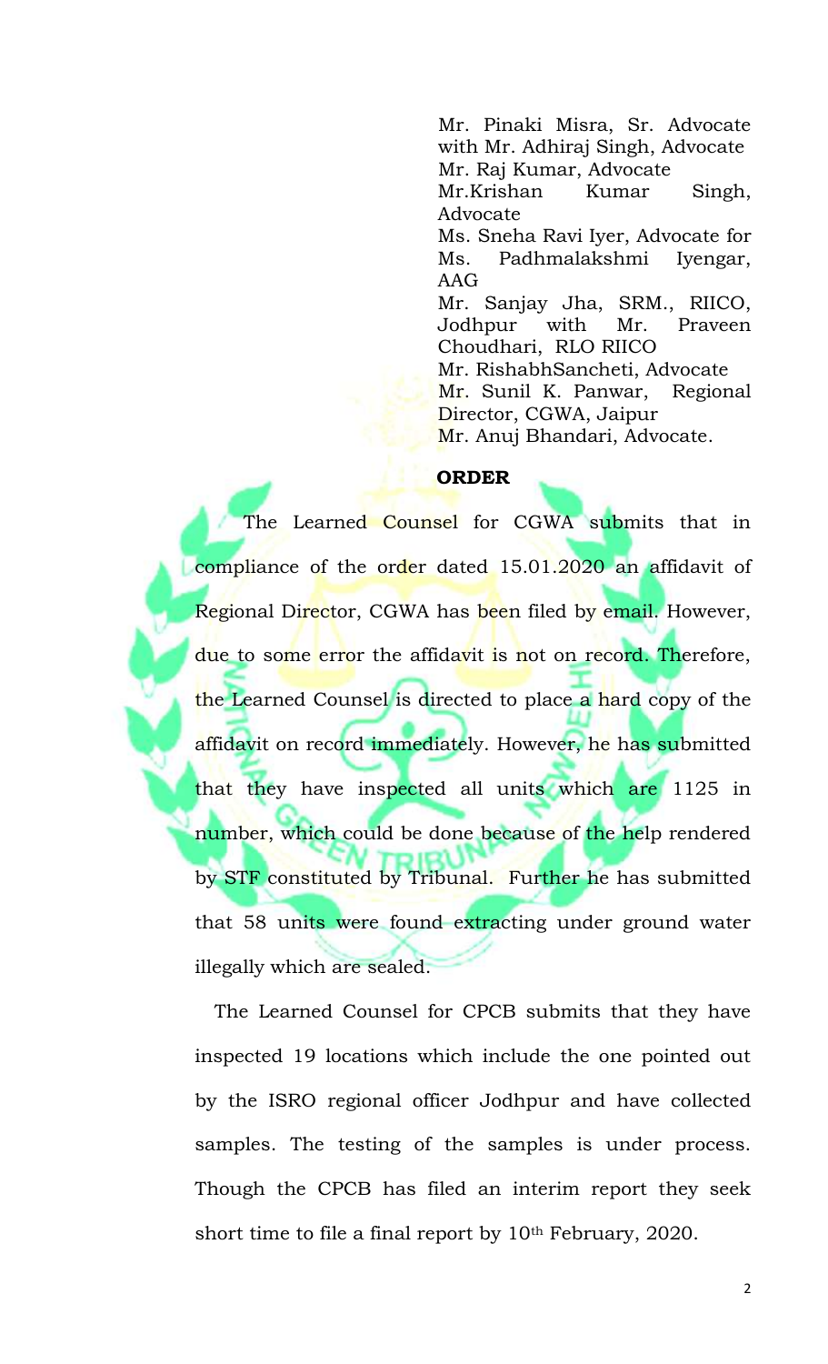Mr. Pinaki Misra, Sr. Advocate with Mr. Adhiraj Singh, Advocate
Mr. Raj Kumar, Advocate
Mr.Krishan Kumar Singh, Advocate
Ms. Sneha Ravi Iyer, Advocate for Ms. Padhmalakshmi Iyengar, AAG
Mr. Sanjay Jha, SRM., RIICO, Jodhpur with Mr. Praveen Choudhari, RLO RIICO
Mr. RishabhSancheti, Advocate
Mr. Sunil K. Panwar, Regional Director, CGWA, Jaipur
Mr. Anuj Bhandari, Advocate.

**ORDER**

The Learned Counsel for CGWA submits that in compliance of the order dated 15.01.2020 an affidavit of Regional Director, CGWA has been filed by email. However, due to some error the affidavit is not on record. Therefore, the Learned Counsel is directed to place a hard copy of the affidavit on record immediately. However, he has submitted that they have inspected all units which are 1125 in number, which could be done because of the help rendered by STF constituted by Tribunal. Further he has submitted that 58 units were found extracting under ground water illegally which are sealed.

The Learned Counsel for CPCB submits that they have inspected 19 locations which include the one pointed out by the ISRO regional officer Jodhpur and have collected samples. The testing of the samples is under process. Though the CPCB has filed an interim report they seek short time to file a final report by 10th February, 2020.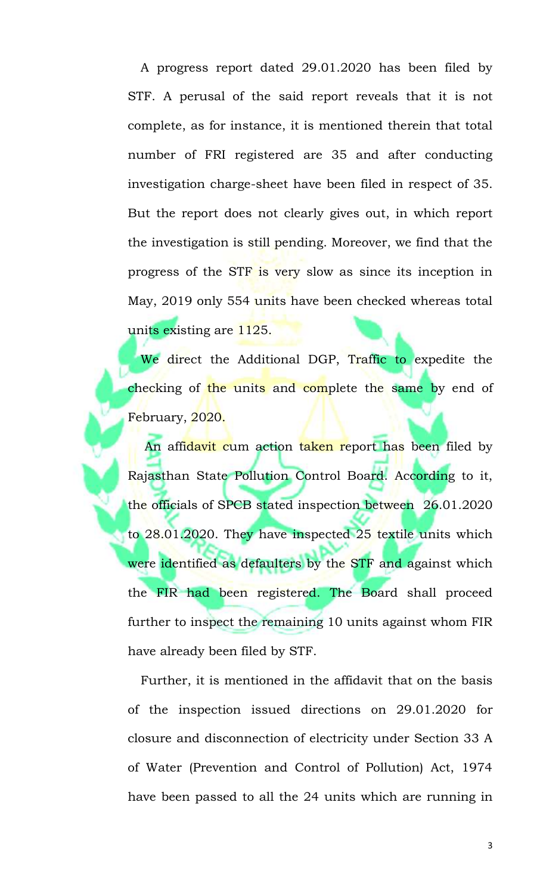A progress report dated 29.01.2020 has been filed by STF. A perusal of the said report reveals that it is not complete, as for instance, it is mentioned therein that total number of FRI registered are 35 and after conducting investigation charge-sheet have been filed in respect of 35. But the report does not clearly gives out, in which report the investigation is still pending. Moreover, we find that the progress of the STF is very slow as since its inception in May, 2019 only 554 units have been checked whereas total units existing are 1125.

We direct the Additional DGP, Traffic to expedite the checking of the units and complete the same by end of February, 2020.

An affidavit cum action taken report has been filed by Rajasthan State Pollution Control Board. According to it, the officials of SPCB stated inspection between 26.01.2020 to 28.01.2020. They have inspected 25 textile units which were identified as defaulters by the STF and against which the FIR had been registered. The Board shall proceed further to inspect the remaining 10 units against whom FIR have already been filed by STF.

Further, it is mentioned in the affidavit that on the basis of the inspection issued directions on 29.01.2020 for closure and disconnection of electricity under Section 33 A of Water (Prevention and Control of Pollution) Act, 1974 have been passed to all the 24 units which are running in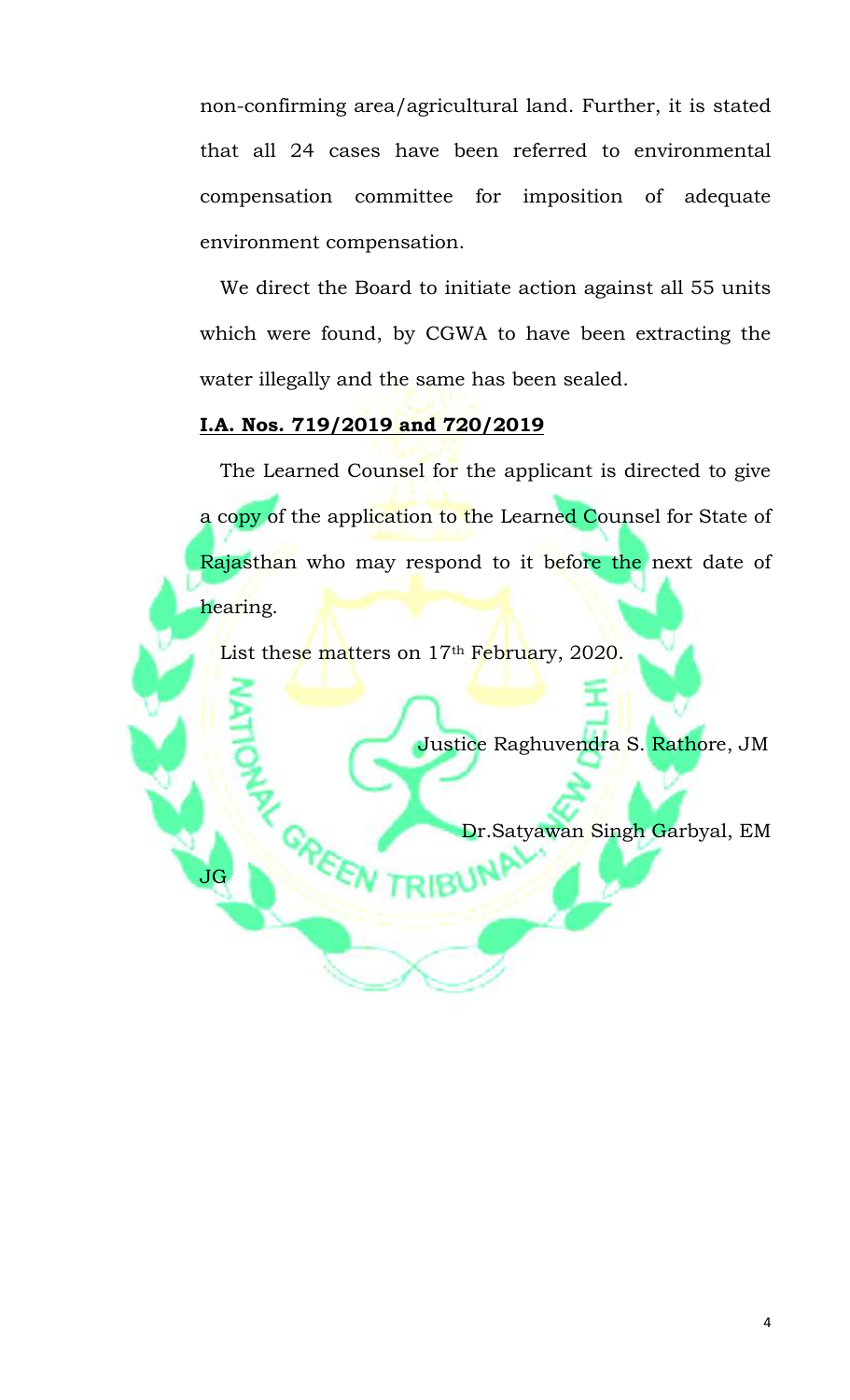non-confirming area/agricultural land. Further, it is stated that all 24 cases have been referred to environmental compensation committee for imposition of adequate environment compensation.

We direct the Board to initiate action against all 55 units which were found, by CGWA to have been extracting the water illegally and the same has been sealed.

**I.A. Nos. 719/2019 and 720/2019**

The Learned Counsel for the applicant is directed to give a copy of the application to the Learned Counsel for State of Rajasthan who may respond to it before the next date of hearing.

List these matters on 17th February, 2020.

Justice Raghuvendra S. Rathore, JM

Dr.Satyawan Singh Garbyal, EM

JG